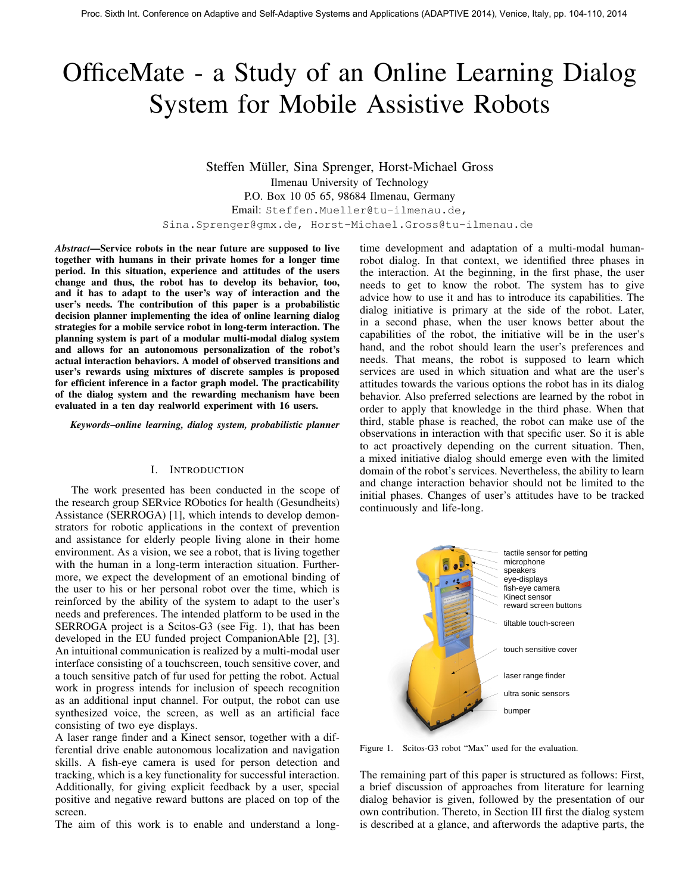# OfficeMate - a Study of an Online Learning Dialog System for Mobile Assistive Robots

Steffen Müller, Sina Sprenger, Horst-Michael Gross
Ilmenau University of Technology
P.O. Box 10 05 65, 98684 Ilmenau, Germany
Email: Steffen.Mueller@tu-ilmenau.de,
Sina.Sprenger@gmx.de, Horst-Michael.Gross@tu-ilmenau.de

***Abstract*—Service robots in the near future are supposed to live together with humans in their private homes for a longer time period. In this situation, experience and attitudes of the users change and thus, the robot has to develop its behavior, too, and it has to adapt to the user's way of interaction and the user's needs. The contribution of this paper is a probabilistic decision planner implementing the idea of online learning dialog strategies for a mobile service robot in long-term interaction. The planning system is part of a modular multi-modal dialog system and allows for an autonomous personalization of the robot's actual interaction behaviors. A model of observed transitions and user's rewards using mixtures of discrete samples is proposed for efficient inference in a factor graph model. The practicability of the dialog system and the rewarding mechanism have been evaluated in a ten day realworld experiment with 16 users.**

***Keywords–online learning, dialog system, probabilistic planner***

## I. Introduction

The work presented has been conducted in the scope of the research group SERvice RObotics for health (Gesundheits) Assistance (SERROGA) [1], which intends to develop demonstrators for robotic applications in the context of prevention and assistance for elderly people living alone in their home environment. As a vision, we see a robot, that is living together with the human in a long-term interaction situation. Furthermore, we expect the development of an emotional binding of the user to his or her personal robot over the time, which is reinforced by the ability of the system to adapt to the user's needs and preferences. The intended platform to be used in the SERROGA project is a Scitos-G3 (see Fig. 1), that has been developed in the EU funded project CompanionAble [2], [3]. An intuitional communication is realized by a multi-modal user interface consisting of a touchscreen, touch sensitive cover, and a touch sensitive patch of fur used for petting the robot. Actual work in progress intends for inclusion of speech recognition as an additional input channel. For output, the robot can use synthesized voice, the screen, as well as an artificial face consisting of two eye displays.
A laser range finder and a Kinect sensor, together with a differential drive enable autonomous localization and navigation skills. A fish-eye camera is used for person detection and tracking, which is a key functionality for successful interaction. Additionally, for giving explicit feedback by a user, special positive and negative reward buttons are placed on top of the screen.
The aim of this work is to enable and understand a long-time development and adaptation of a multi-modal human-robot dialog. In that context, we identified three phases in the interaction. At the beginning, in the first phase, the user needs to get to know the robot. The system has to give advice how to use it and has to introduce its capabilities. The dialog initiative is primary at the side of the robot. Later, in a second phase, when the user knows better about the capabilities of the robot, the initiative will be in the user's hand, and the robot should learn the user's preferences and needs. That means, the robot is supposed to learn which services are used in which situation and what are the user's attitudes towards the various options the robot has in its dialog behavior. Also preferred selections are learned by the robot in order to apply that knowledge in the third phase. When that third, stable phase is reached, the robot can make use of the observations in interaction with that specific user. So it is able to act proactively depending on the current situation. Then, a mixed initiative dialog should emerge even with the limited domain of the robot's services. Nevertheless, the ability to learn and change interaction behavior should not be limited to the initial phases. Changes of user's attitudes have to be tracked continuously and life-long.

Figure 1. Scitos-G3 robot "Max" used for the evaluation.

The remaining part of this paper is structured as follows: First, a brief discussion of approaches from literature for learning dialog behavior is given, followed by the presentation of our own contribution. Thereto, in Section III first the dialog system is described at a glance, and afterwords the adaptive parts, the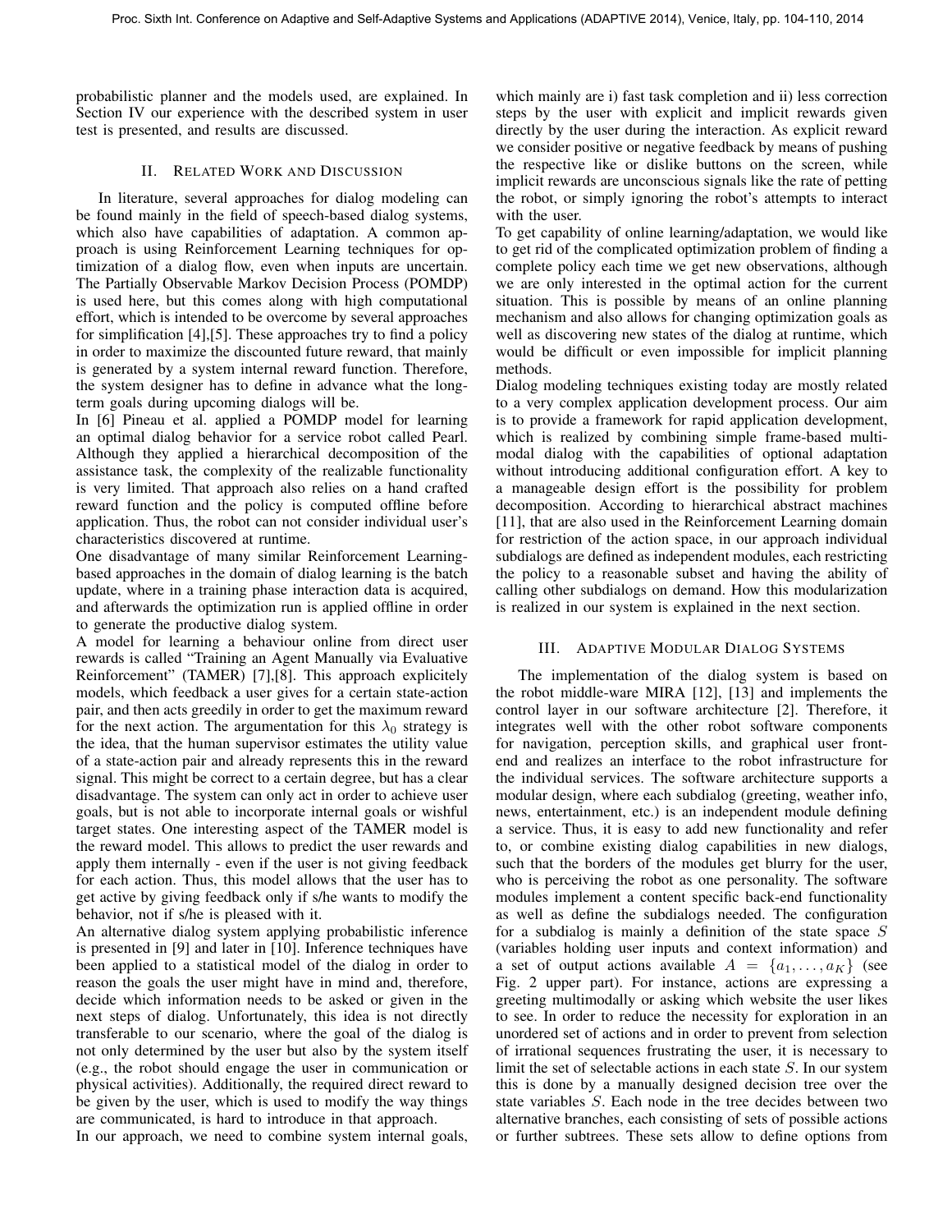probabilistic planner and the models used, are explained. In Section IV our experience with the described system in user test is presented, and results are discussed.

## II. Related Work and Discussion

In literature, several approaches for dialog modeling can be found mainly in the field of speech-based dialog systems, which also have capabilities of adaptation. A common approach is using Reinforcement Learning techniques for optimization of a dialog flow, even when inputs are uncertain. The Partially Observable Markov Decision Process (POMDP) is used here, but this comes along with high computational effort, which is intended to be overcome by several approaches for simplification [4],[5]. These approaches try to find a policy in order to maximize the discounted future reward, that mainly is generated by a system internal reward function. Therefore, the system designer has to define in advance what the long-term goals during upcoming dialogs will be.

In [6] Pineau et al. applied a POMDP model for learning an optimal dialog behavior for a service robot called Pearl. Although they applied a hierarchical decomposition of the assistance task, the complexity of the realizable functionality is very limited. That approach also relies on a hand crafted reward function and the policy is computed offline before application. Thus, the robot can not consider individual user's characteristics discovered at runtime.

One disadvantage of many similar Reinforcement Learning-based approaches in the domain of dialog learning is the batch update, where in a training phase interaction data is acquired, and afterwards the optimization run is applied offline in order to generate the productive dialog system.

A model for learning a behaviour online from direct user rewards is called "Training an Agent Manually via Evaluative Reinforcement" (TAMER) [7],[8]. This approach explicitely models, which feedback a user gives for a certain state-action pair, and then acts greedily in order to get the maximum reward for the next action. The argumentation for this $\lambda_0$ strategy is the idea, that the human supervisor estimates the utility value of a state-action pair and already represents this in the reward signal. This might be correct to a certain degree, but has a clear disadvantage. The system can only act in order to achieve user goals, but is not able to incorporate internal goals or wishful target states. One interesting aspect of the TAMER model is the reward model. This allows to predict the user rewards and apply them internally - even if the user is not giving feedback for each action. Thus, this model allows that the user has to get active by giving feedback only if s/he wants to modify the behavior, not if s/he is pleased with it.

An alternative dialog system applying probabilistic inference is presented in [9] and later in [10]. Inference techniques have been applied to a statistical model of the dialog in order to reason the goals the user might have in mind and, therefore, decide which information needs to be asked or given in the next steps of dialog. Unfortunately, this idea is not directly transferable to our scenario, where the goal of the dialog is not only determined by the user but also by the system itself (e.g., the robot should engage the user in communication or physical activities). Additionally, the required direct reward to be given by the user, which is used to modify the way things are communicated, is hard to introduce in that approach.

In our approach, we need to combine system internal goals, which mainly are i) fast task completion and ii) less correction steps by the user with explicit and implicit rewards given directly by the user during the interaction. As explicit reward we consider positive or negative feedback by means of pushing the respective like or dislike buttons on the screen, while implicit rewards are unconscious signals like the rate of petting the robot, or simply ignoring the robot's attempts to interact with the user.

To get capability of online learning/adaptation, we would like to get rid of the complicated optimization problem of finding a complete policy each time we get new observations, although we are only interested in the optimal action for the current situation. This is possible by means of an online planning mechanism and also allows for changing optimization goals as well as discovering new states of the dialog at runtime, which would be difficult or even impossible for implicit planning methods.

Dialog modeling techniques existing today are mostly related to a very complex application development process. Our aim is to provide a framework for rapid application development, which is realized by combining simple frame-based multimodal dialog with the capabilities of optional adaptation without introducing additional configuration effort. A key to a manageable design effort is the possibility for problem decomposition. According to hierarchical abstract machines [11], that are also used in the Reinforcement Learning domain for restriction of the action space, in our approach individual subdialogs are defined as independent modules, each restricting the policy to a reasonable subset and having the ability of calling other subdialogs on demand. How this modularization is realized in our system is explained in the next section.

## III. Adaptive Modular Dialog Systems

The implementation of the dialog system is based on the robot middle-ware MIRA [12], [13] and implements the control layer in our software architecture [2]. Therefore, it integrates well with the other robot software components for navigation, perception skills, and graphical user front-end and realizes an interface to the robot infrastructure for the individual services. The software architecture supports a modular design, where each subdialog (greeting, weather info, news, entertainment, etc.) is an independent module defining a service. Thus, it is easy to add new functionality and refer to, or combine existing dialog capabilities in new dialogs, such that the borders of the modules get blurry for the user, who is perceiving the robot as one personality. The software modules implement a content specific back-end functionality as well as define the subdialogs needed. The configuration for a subdialog is mainly a definition of the state space $S$ (variables holding user inputs and context information) and a set of output actions available $A = \{a_1, \ldots, a_K\}$ (see Fig. 2 upper part). For instance, actions are expressing a greeting multimodally or asking which website the user likes to see. In order to reduce the necessity for exploration in an unordered set of actions and in order to prevent from selection of irrational sequences frustrating the user, it is necessary to limit the set of selectable actions in each state $S$. In our system this is done by a manually designed decision tree over the state variables $S$. Each node in the tree decides between two alternative branches, each consisting of sets of possible actions or further subtrees. These sets allow to define options from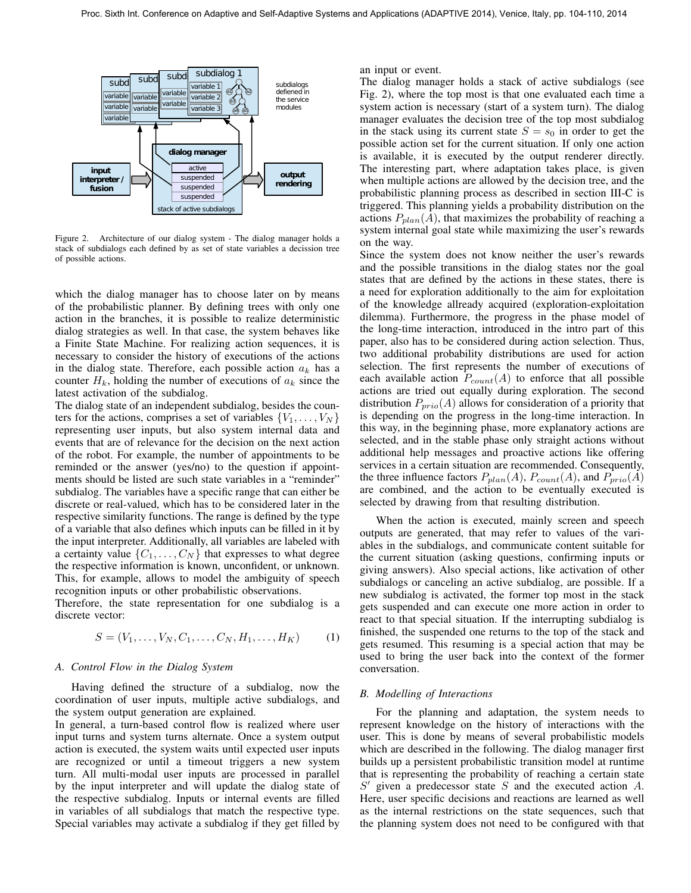Figure 2. Architecture of our dialog system - The dialog manager holds a stack of subdialogs each defined by as set of state variables a decission tree of possible actions.

which the dialog manager has to choose later on by means of the probabilistic planner. By defining trees with only one action in the branches, it is possible to realize deterministic dialog strategies as well. In that case, the system behaves like a Finite State Machine. For realizing action sequences, it is necessary to consider the history of executions of the actions in the dialog state. Therefore, each possible action $a_k$ has a counter $H_k$, holding the number of executions of $a_k$ since the latest activation of the subdialog.

The dialog state of an independent subdialog, besides the counters for the actions, comprises a set of variables $\{V_1, \ldots, V_N\}$ representing user inputs, but also system internal data and events that are of relevance for the decision on the next action of the robot. For example, the number of appointments to be reminded or the answer (yes/no) to the question if appointments should be listed are such state variables in a "reminder" subdialog. The variables have a specific range that can either be discrete or real-valued, which has to be considered later in the respective similarity functions. The range is defined by the type of a variable that also defines which inputs can be filled in it by the input interpreter. Additionally, all variables are labeled with a certainty value $\{C_1, \ldots, C_N\}$ that expresses to what degree the respective information is known, unconfident, or unknown. This, for example, allows to model the ambiguity of speech recognition inputs or other probabilistic observations.

Therefore, the state representation for one subdialog is a discrete vector:

$$S = (V_1, \ldots, V_N, C_1, \ldots, C_N, H_1, \ldots, H_K) \tag{1}$$

### A. Control Flow in the Dialog System

Having defined the structure of a subdialog, now the coordination of user inputs, multiple active subdialogs, and the system output generation are explained.

In general, a turn-based control flow is realized where user input turns and system turns alternate. Once a system output action is executed, the system waits until expected user inputs are recognized or until a timeout triggers a new system turn. All multi-modal user inputs are processed in parallel by the input interpreter and will update the dialog state of the respective subdialog. Inputs or internal events are filled in variables of all subdialogs that match the respective type. Special variables may activate a subdialog if they get filled by an input or event.

The dialog manager holds a stack of active subdialogs (see Fig. 2), where the top most is that one evaluated each time a system action is necessary (start of a system turn). The dialog manager evaluates the decision tree of the top most subdialog in the stack using its current state $S = s_0$ in order to get the possible action set for the current situation. If only one action is available, it is executed by the output renderer directly. The interesting part, where adaptation takes place, is given when multiple actions are allowed by the decision tree, and the probabilistic planning process as described in section III-C is triggered. This planning yields a probability distribution on the actions $P_{plan}(A)$, that maximizes the probability of reaching a system internal goal state while maximizing the user's rewards on the way.

Since the system does not know neither the user's rewards and the possible transitions in the dialog states nor the goal states that are defined by the actions in these states, there is a need for exploration additionally to the aim for exploitation of the knowledge allready acquired (exploration-exploitation dilemma). Furthermore, the progress in the phase model of the long-time interaction, introduced in the intro part of this paper, also has to be considered during action selection. Thus, two additional probability distributions are used for action selection. The first represents the number of executions of each available action $P_{count}(A)$ to enforce that all possible actions are tried out equally during exploration. The second distribution $P_{prio}(A)$ allows for consideration of a priority that is depending on the progress in the long-time interaction. In this way, in the beginning phase, more explanatory actions are selected, and in the stable phase only straight actions without additional help messages and proactive actions like offering services in a certain situation are recommended. Consequently, the three influence factors $P_{plan}(A)$, $P_{count}(A)$, and $P_{prio}(A)$ are combined, and the action to be eventually executed is selected by drawing from that resulting distribution.

When the action is executed, mainly screen and speech outputs are generated, that may refer to values of the variables in the subdialogs, and communicate content suitable for the current situation (asking questions, confirming inputs or giving answers). Also special actions, like activation of other subdialogs or canceling an active subdialog, are possible. If a new subdialog is activated, the former top most in the stack gets suspended and can execute one more action in order to react to that special situation. If the interrupting subdialog is finished, the suspended one returns to the top of the stack and gets resumed. This resuming is a special action that may be used to bring the user back into the context of the former conversation.

### B. Modelling of Interactions

For the planning and adaptation, the system needs to represent knowledge on the history of interactions with the user. This is done by means of several probabilistic models which are described in the following. The dialog manager first builds up a persistent probabilistic transition model at runtime that is representing the probability of reaching a certain state $S'$ given a predecessor state $S$ and the executed action $A$. Here, user specific decisions and reactions are learned as well as the internal restrictions on the state sequences, such that the planning system does not need to be configured with that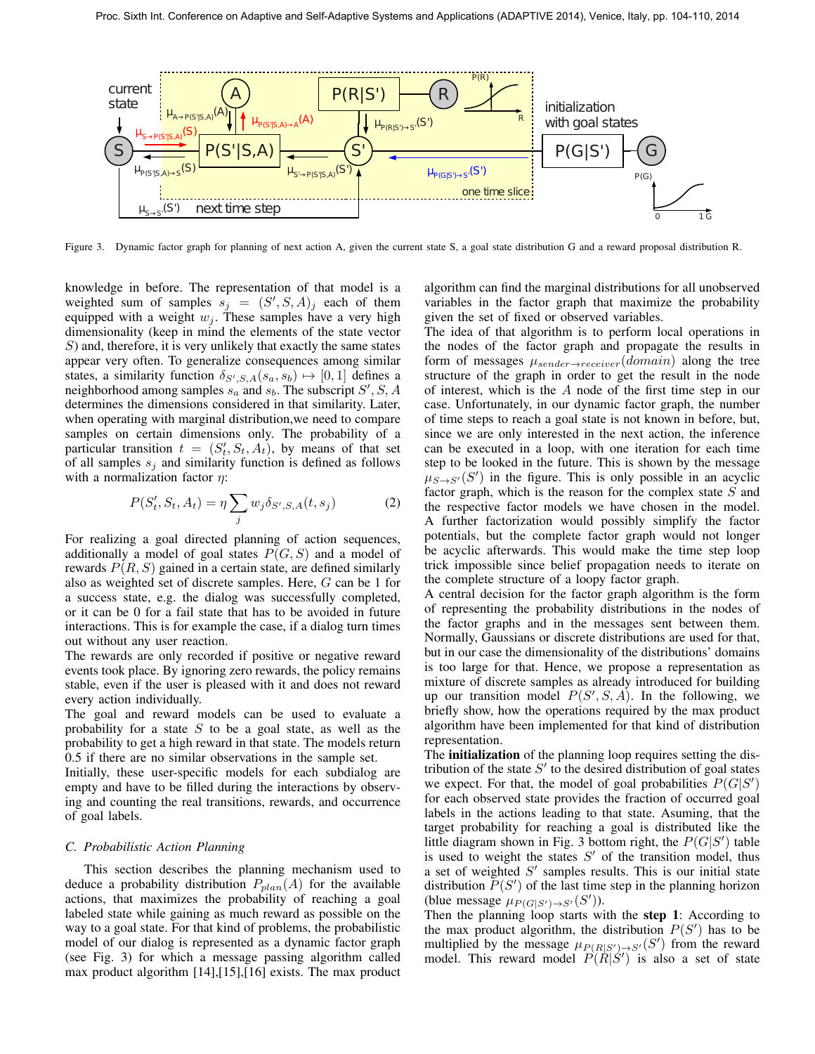Figure 3. Dynamic factor graph for planning of next action A, given the current state S, a goal state distribution G and a reward proposal distribution R.

knowledge in before. The representation of that model is a weighted sum of samples $s_j = (S', S, A)_j$ each of them equipped with a weight $w_j$. These samples have a very high dimensionality (keep in mind the elements of the state vector $S$) and, therefore, it is very unlikely that exactly the same states appear very often. To generalize consequences among similar states, a similarity function $\delta_{S',S,A}(s_a, s_b) \mapsto [0, 1]$ defines a neighborhood among samples $s_a$ and $s_b$. The subscript $S', S, A$ determines the dimensions considered in that similarity. Later, when operating with marginal distribution,we need to compare samples on certain dimensions only. The probability of a particular transition $t = (S'_t, S_t, A_t)$, by means of that set of all samples $s_j$ and similarity function is defined as follows with a normalization factor $\eta$:

$$P(S'_t, S_t, A_t) = \eta \sum_j w_j \delta_{S',S,A}(t, s_j) \tag{2}$$

For realizing a goal directed planning of action sequences, additionally a model of goal states $P(G, S)$ and a model of rewards $P(R, S)$ gained in a certain state, are defined similarly also as weighted set of discrete samples. Here, $G$ can be 1 for a success state, e.g. the dialog was successfully completed, or it can be 0 for a fail state that has to be avoided in future interactions. This is for example the case, if a dialog turn times out without any user reaction.

The rewards are only recorded if positive or negative reward events took place. By ignoring zero rewards, the policy remains stable, even if the user is pleased with it and does not reward every action individually.

The goal and reward models can be used to evaluate a probability for a state $S$ to be a goal state, as well as the probability to get a high reward in that state. The models return 0.5 if there are no similar observations in the sample set.

Initially, these user-specific models for each subdialog are empty and have to be filled during the interactions by observing and counting the real transitions, rewards, and occurrence of goal labels.

## C. Probabilistic Action Planning

This section describes the planning mechanism used to deduce a probability distribution $P_{plan}(A)$ for the available actions, that maximizes the probability of reaching a goal labeled state while gaining as much reward as possible on the way to a goal state. For that kind of problems, the probabilistic model of our dialog is represented as a dynamic factor graph (see Fig. 3) for which a message passing algorithm called max product algorithm [14],[15],[16] exists. The max product algorithm can find the marginal distributions for all unobserved variables in the factor graph that maximize the probability given the set of fixed or observed variables.

The idea of that algorithm is to perform local operations in the nodes of the factor graph and propagate the results in form of messages $\mu_{sender \rightarrow receiver}(domain)$ along the tree structure of the graph in order to get the result in the node of interest, which is the $A$ node of the first time step in our case. Unfortunately, in our dynamic factor graph, the number of time steps to reach a goal state is not known in before, but, since we are only interested in the next action, the inference can be executed in a loop, with one iteration for each time step to be looked in the future. This is shown by the message $\mu_{S \rightarrow S'}(S')$ in the figure. This is only possible in an acyclic factor graph, which is the reason for the complex state $S$ and the respective factor models we have chosen in the model. A further factorization would possibly simplify the factor potentials, but the complete factor graph would not longer be acyclic afterwards. This would make the time step loop trick impossible since belief propagation needs to iterate on the complete structure of a loopy factor graph.

A central decision for the factor graph algorithm is the form of representing the probability distributions in the nodes of the factor graphs and in the messages sent between them. Normally, Gaussians or discrete distributions are used for that, but in our case the dimensionality of the distributions' domains is too large for that. Hence, we propose a representation as mixture of discrete samples as already introduced for building up our transition model $P(S', S, A)$. In the following, we briefly show, how the operations required by the max product algorithm have been implemented for that kind of distribution representation.

The **initialization** of the planning loop requires setting the distribution of the state $S'$ to the desired distribution of goal states we expect. For that, the model of goal probabilities $P(G|S')$ for each observed state provides the fraction of occurred goal labels in the actions leading to that state. Asuming, that the target probability for reaching a goal is distributed like the little diagram shown in Fig. 3 bottom right, the $P(G|S')$ table is used to weight the states $S'$ of the transition model, thus a set of weighted $S'$ samples results. This is our initial state distribution $P(S')$ of the last time step in the planning horizon (blue message $\mu_{P(G|S') \rightarrow S'}(S')$).

Then the planning loop starts with the **step 1**: According to the max product algorithm, the distribution $P(S')$ has to be multiplied by the message $\mu_{P(R|S') \rightarrow S'}(S')$ from the reward model. This reward model $P(R|S')$ is also a set of state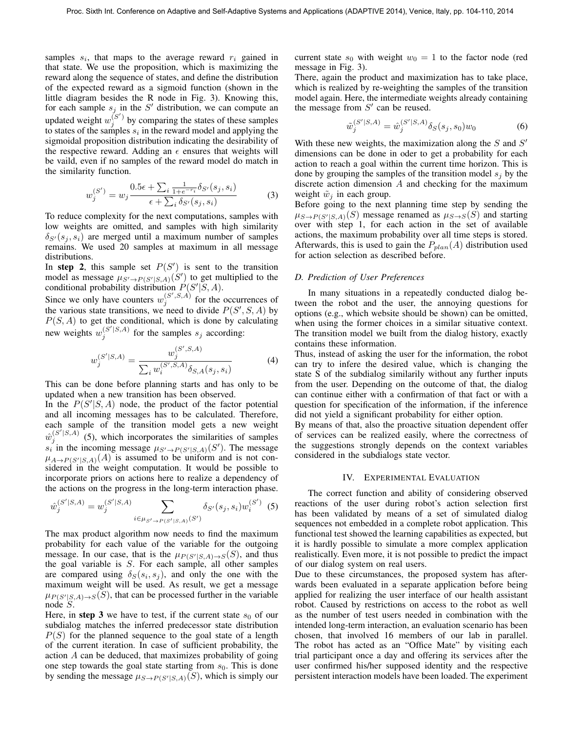samples $s_i$, that maps to the average reward $r_i$ gained in that state. We use the proposition, which is maximizing the reward along the sequence of states, and define the distribution of the expected reward as a sigmoid function (shown in the little diagram besides the R node in Fig. 3). Knowing this, for each sample $s_j$ in the $S'$ distribution, we can compute an updated weight $w_j^{(S')}$ by comparing the states of these samples to states of the samples $s_i$ in the reward model and applying the sigmoidal proposition distribution indicating the desirability of the respective reward. Adding an $\epsilon$ ensures that weights will be vaild, even if no samples of the reward model do match in the similarity function.

$$w_j^{(S')} = w_j \frac{0.5\epsilon + \sum_i \frac{1}{1+e^{-r_i}} \delta_{S'}(s_j, s_i)}{\epsilon + \sum_i \delta_{S'}(s_j, s_i)} \tag{3}$$

To reduce complexity for the next computations, samples with low weights are omitted, and samples with high similarity $\delta_{S'}(s_j, s_i)$ are merged until a maximum number of samples remains. We used 20 samples at maximum in all message distributions.

In **step 2**, this sample set $P(S')$ is sent to the transition model as message $\mu_{S' \to P(S'|S,A)}(S')$ to get multiplied to the conditional probability distribution $P(S'|S, A)$.

Since we only have counters $w_j^{(S',S,A)}$ for the occurrences of the various state transitions, we need to divide $P(S', S, A)$ by $P(S, A)$ to get the conditional, which is done by calculating new weights $w_j^{(S'|S,A)}$ for the samples $s_j$ according:

$$w_j^{(S'|S,A)} = \frac{w_j^{(S',S,A)}}{\sum_i w_i^{(S',S,A)} \delta_{S,A}(s_j, s_i)} \tag{4}$$

This can be done before planning starts and has only to be updated when a new transition has been observed.

In the $P(S'|S, A)$ node, the product of the factor potential and all incoming messages has to be calculated. Therefore, each sample of the transition model gets a new weight $\hat{w}_j^{(S'|S,A)}$ (5), which incorporates the similarities of samples $s_i$ in the incoming message $\mu_{S' \to P(S'|S,A)}(S')$. The message $\mu_{A \to P(S'|S,A)}(A)$ is assumed to be uniform and is not considered in the weight computation. It would be possible to incorporate priors on actions here to realize a dependency of the actions on the progress in the long-term interaction phase.

$$\hat{w}_j^{(S'|S,A)} = w_j^{(S'|S,A)} \sum_{i \in \mu_{S' \to P(S'|S,A)}(S')} \delta_{S'}(s_j, s_i) w_i^{(S')} \tag{5}$$

The max product algorithm now needs to find the maximum probability for each value of the variable for the outgoing message. In our case, that is the $\mu_{P(S'|S,A) \to S}(S)$, and thus the goal variable is $S$. For each sample, all other samples are compared using $\delta_S(s_i, s_j)$, and only the one with the maximum weight will be used. As result, we get a message $\mu_{P(S'|S,A) \to S}(S)$, that can be processed further in the variable node $S$.

Here, in **step 3** we have to test, if the current state $s_0$ of our subdialog matches the inferred predecessor state distribution $P(S)$ for the planned sequence to the goal state of a length of the current iteration. In case of sufficient probability, the action $A$ can be deduced, that maximizes probability of going one step towards the goal state starting from $s_0$. This is done by sending the message $\mu_{S \to P(S'|S,A)}(S)$, which is simply our current state $s_0$ with weight $w_0 = 1$ to the factor node (red message in Fig. 3).

There, again the product and maximization has to take place, which is realized by re-weighting the samples of the transition model again. Here, the intermediate weights already containing the message from $S'$ can be reused.

$$\tilde{w}_j^{(S'|S,A)} = \hat{w}_j^{(S'|S,A)} \delta_S(s_j, s_0) w_0 \tag{6}$$

With these new weights, the maximization along the $S$ and $S'$ dimensions can be done in oder to get a probability for each action to reach a goal within the current time horizon. This is done by grouping the samples of the transition model $s_j$ by the discrete action dimension $A$ and checking for the maximum weight $\tilde{w}_j$ in each group.

Before going to the next planning time step by sending the $\mu_{S \to P(S'|S,A)}(S)$ message renamed as $\mu_{S \to S}(S)$ and starting over with step 1, for each action in the set of available actions, the maximum probability over all time steps is stored. Afterwards, this is used to gain the $P_{plan}(A)$ distribution used for action selection as described before.

### *D. Prediction of User Preferences*

In many situations in a repeatedly conducted dialog between the robot and the user, the annoying questions for options (e.g., which website should be shown) can be omitted, when using the former choices in a similar situative context. The transition model we built from the dialog history, exactly contains these information.

Thus, instead of asking the user for the information, the robot can try to infere the desired value, which is changing the state S of the subdialog similarily without any further inputs from the user. Depending on the outcome of that, the dialog can continue either with a confirmation of that fact or with a question for specification of the information, if the inference did not yield a significant probability for either option.

By means of that, also the proactive situation dependent offer of services can be realized easily, where the correctness of the suggestions strongly depends on the context variables considered in the subdialogs state vector.

## IV. Experimental Evaluation

The correct function and ability of considering observed reactions of the user during robot's action selection first has been validated by means of a set of simulated dialog sequences not embedded in a complete robot application. This functional test showed the learning capabilities as expected, but it is hardly possible to simulate a more complex application realistically. Even more, it is not possible to predict the impact of our dialog system on real users.

Due to these circumstances, the proposed system has afterwards been evaluated in a separate application before being applied for realizing the user interface of our health assistant robot. Caused by restrictions on access to the robot as well as the number of test users needed in combination with the intended long-term interaction, an evaluation scenario has been chosen, that involved 16 members of our lab in parallel. The robot has acted as an "Office Mate" by visiting each trial participant once a day and offering its services after the user confirmed his/her supposed identity and the respective persistent interaction models have been loaded. The experiment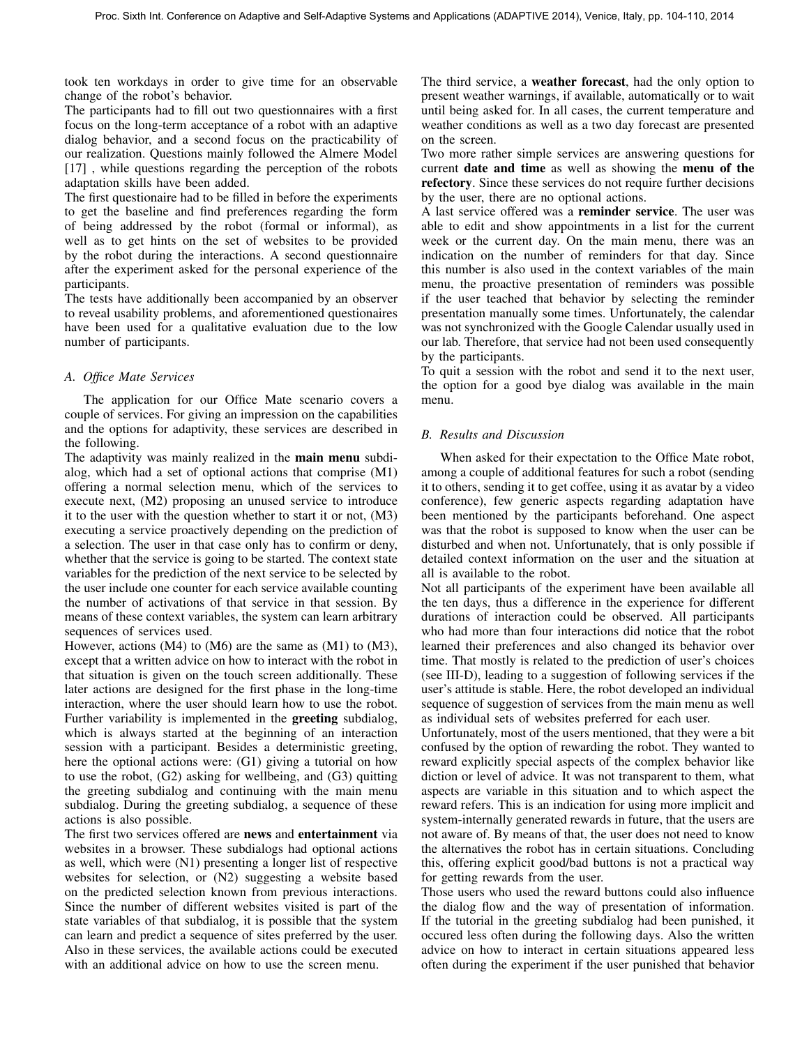took ten workdays in order to give time for an observable change of the robot's behavior.

The participants had to fill out two questionnaires with a first focus on the long-term acceptance of a robot with an adaptive dialog behavior, and a second focus on the practicability of our realization. Questions mainly followed the Almere Model [17] , while questions regarding the perception of the robots adaptation skills have been added.

The first questionaire had to be filled in before the experiments to get the baseline and find preferences regarding the form of being addressed by the robot (formal or informal), as well as to get hints on the set of websites to be provided by the robot during the interactions. A second questionnaire after the experiment asked for the personal experience of the participants.

The tests have additionally been accompanied by an observer to reveal usability problems, and aforementioned questionaires have been used for a qualitative evaluation due to the low number of participants.

### *A. Office Mate Services*

The application for our Office Mate scenario covers a couple of services. For giving an impression on the capabilities and the options for adaptivity, these services are described in the following.

The adaptivity was mainly realized in the **main menu** subdialog, which had a set of optional actions that comprise (M1) offering a normal selection menu, which of the services to execute next, (M2) proposing an unused service to introduce it to the user with the question whether to start it or not, (M3) executing a service proactively depending on the prediction of a selection. The user in that case only has to confirm or deny, whether that the service is going to be started. The context state variables for the prediction of the next service to be selected by the user include one counter for each service available counting the number of activations of that service in that session. By means of these context variables, the system can learn arbitrary sequences of services used.

However, actions (M4) to (M6) are the same as (M1) to (M3), except that a written advice on how to interact with the robot in that situation is given on the touch screen additionally. These later actions are designed for the first phase in the long-time interaction, where the user should learn how to use the robot. Further variability is implemented in the **greeting** subdialog, which is always started at the beginning of an interaction session with a participant. Besides a deterministic greeting, here the optional actions were: (G1) giving a tutorial on how to use the robot, (G2) asking for wellbeing, and (G3) quitting the greeting subdialog and continuing with the main menu subdialog. During the greeting subdialog, a sequence of these actions is also possible.

The first two services offered are **news** and **entertainment** via websites in a browser. These subdialogs had optional actions as well, which were (N1) presenting a longer list of respective websites for selection, or (N2) suggesting a website based on the predicted selection known from previous interactions. Since the number of different websites visited is part of the state variables of that subdialog, it is possible that the system can learn and predict a sequence of sites preferred by the user. Also in these services, the available actions could be executed with an additional advice on how to use the screen menu.

The third service, a **weather forecast**, had the only option to present weather warnings, if available, automatically or to wait until being asked for. In all cases, the current temperature and weather conditions as well as a two day forecast are presented on the screen.

Two more rather simple services are answering questions for current **date and time** as well as showing the **menu of the refectory**. Since these services do not require further decisions by the user, there are no optional actions.

A last service offered was a **reminder service**. The user was able to edit and show appointments in a list for the current week or the current day. On the main menu, there was an indication on the number of reminders for that day. Since this number is also used in the context variables of the main menu, the proactive presentation of reminders was possible if the user teached that behavior by selecting the reminder presentation manually some times. Unfortunately, the calendar was not synchronized with the Google Calendar usually used in our lab. Therefore, that service had not been used consequently by the participants.

To quit a session with the robot and send it to the next user, the option for a good bye dialog was available in the main menu.

### *B. Results and Discussion*

When asked for their expectation to the Office Mate robot, among a couple of additional features for such a robot (sending it to others, sending it to get coffee, using it as avatar by a video conference), few generic aspects regarding adaptation have been mentioned by the participants beforehand. One aspect was that the robot is supposed to know when the user can be disturbed and when not. Unfortunately, that is only possible if detailed context information on the user and the situation at all is available to the robot.

Not all participants of the experiment have been available all the ten days, thus a difference in the experience for different durations of interaction could be observed. All participants who had more than four interactions did notice that the robot learned their preferences and also changed its behavior over time. That mostly is related to the prediction of user's choices (see III-D), leading to a suggestion of following services if the user's attitude is stable. Here, the robot developed an individual sequence of suggestion of services from the main menu as well as individual sets of websites preferred for each user.

Unfortunately, most of the users mentioned, that they were a bit confused by the option of rewarding the robot. They wanted to reward explicitly special aspects of the complex behavior like diction or level of advice. It was not transparent to them, what aspects are variable in this situation and to which aspect the reward refers. This is an indication for using more implicit and system-internally generated rewards in future, that the users are not aware of. By means of that, the user does not need to know the alternatives the robot has in certain situations. Concluding this, offering explicit good/bad buttons is not a practical way for getting rewards from the user.

Those users who used the reward buttons could also influence the dialog flow and the way of presentation of information. If the tutorial in the greeting subdialog had been punished, it occured less often during the following days. Also the written advice on how to interact in certain situations appeared less often during the experiment if the user punished that behavior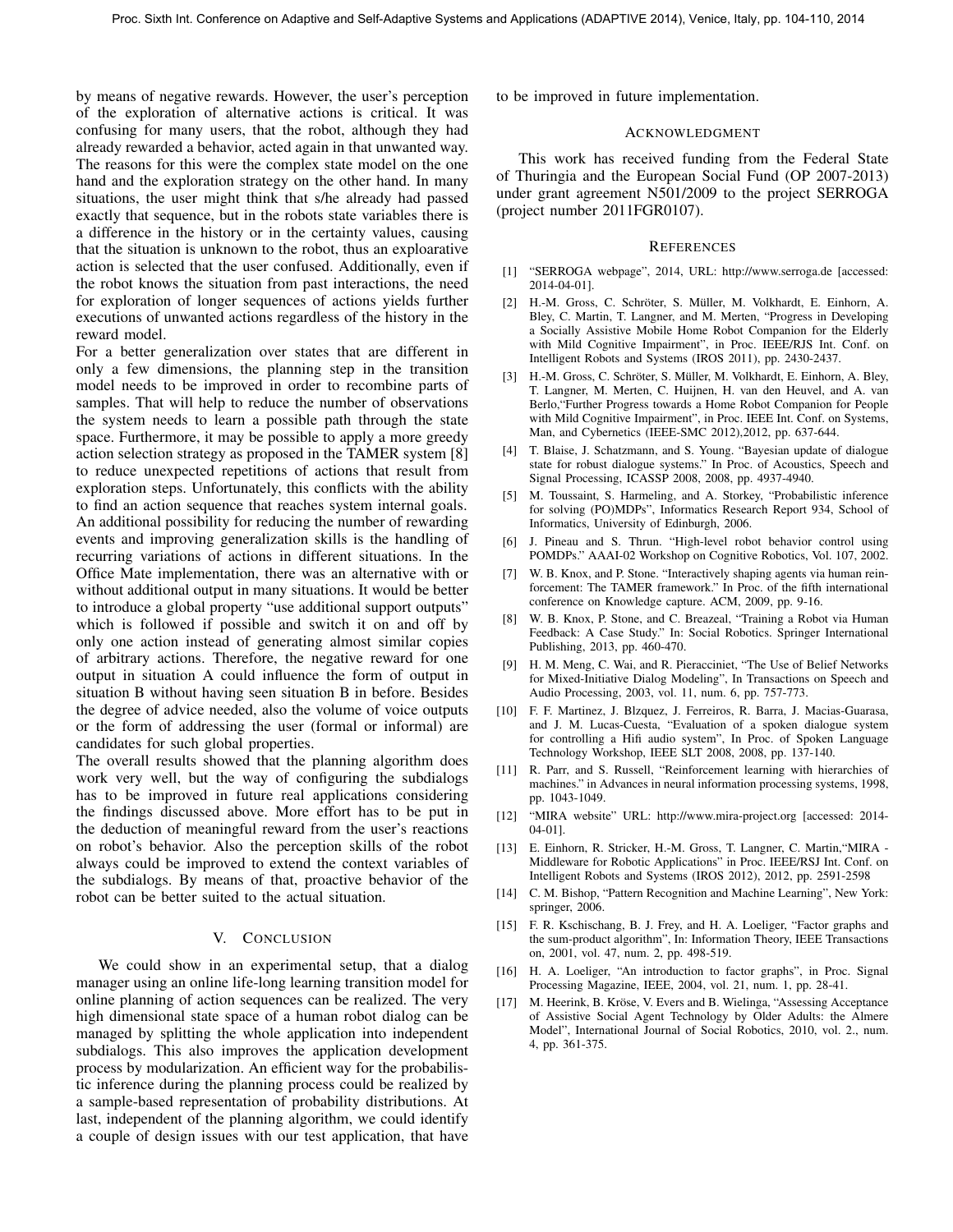by means of negative rewards. However, the user's perception of the exploration of alternative actions is critical. It was confusing for many users, that the robot, although they had already rewarded a behavior, acted again in that unwanted way. The reasons for this were the complex state model on the one hand and the exploration strategy on the other hand. In many situations, the user might think that s/he already had passed exactly that sequence, but in the robots state variables there is a difference in the history or in the certainty values, causing that the situation is unknown to the robot, thus an exploarative action is selected that the user confused. Additionally, even if the robot knows the situation from past interactions, the need for exploration of longer sequences of actions yields further executions of unwanted actions regardless of the history in the reward model.

For a better generalization over states that are different in only a few dimensions, the planning step in the transition model needs to be improved in order to recombine parts of samples. That will help to reduce the number of observations the system needs to learn a possible path through the state space. Furthermore, it may be possible to apply a more greedy action selection strategy as proposed in the TAMER system [8] to reduce unexpected repetitions of actions that result from exploration steps. Unfortunately, this conflicts with the ability to find an action sequence that reaches system internal goals. An additional possibility for reducing the number of rewarding events and improving generalization skills is the handling of recurring variations of actions in different situations. In the Office Mate implementation, there was an alternative with or without additional output in many situations. It would be better to introduce a global property "use additional support outputs" which is followed if possible and switch it on and off by only one action instead of generating almost similar copies of arbitrary actions. Therefore, the negative reward for one output in situation A could influence the form of output in situation B without having seen situation B in before. Besides the degree of advice needed, also the volume of voice outputs or the form of addressing the user (formal or informal) are candidates for such global properties.

The overall results showed that the planning algorithm does work very well, but the way of configuring the subdialogs has to be improved in future real applications considering the findings discussed above. More effort has to be put in the deduction of meaningful reward from the user's reactions on robot's behavior. Also the perception skills of the robot always could be improved to extend the context variables of the subdialogs. By means of that, proactive behavior of the robot can be better suited to the actual situation.

## V. Conclusion

We could show in an experimental setup, that a dialog manager using an online life-long learning transition model for online planning of action sequences can be realized. The very high dimensional state space of a human robot dialog can be managed by splitting the whole application into independent subdialogs. This also improves the application development process by modularization. An efficient way for the probabilistic inference during the planning process could be realized by a sample-based representation of probability distributions. At last, independent of the planning algorithm, we could identify a couple of design issues with our test application, that have to be improved in future implementation.

## Acknowledgment

This work has received funding from the Federal State of Thuringia and the European Social Fund (OP 2007-2013) under grant agreement N501/2009 to the project SERROGA (project number 2011FGR0107).

## References

[1] "SERROGA webpage", 2014, URL: http://www.serroga.de [accessed: 2014-04-01].

[2] H.-M. Gross, C. Schröter, S. Müller, M. Volkhardt, E. Einhorn, A. Bley, C. Martin, T. Langner, and M. Merten, "Progress in Developing a Socially Assistive Mobile Home Robot Companion for the Elderly with Mild Cognitive Impairment", in Proc. IEEE/RJS Int. Conf. on Intelligent Robots and Systems (IROS 2011), pp. 2430-2437.

[3] H.-M. Gross, C. Schröter, S. Müller, M. Volkhardt, E. Einhorn, A. Bley, T. Langner, M. Merten, C. Huijnen, H. van den Heuvel, and A. van Berlo,"Further Progress towards a Home Robot Companion for People with Mild Cognitive Impairment", in Proc. IEEE Int. Conf. on Systems, Man, and Cybernetics (IEEE-SMC 2012),2012, pp. 637-644.

[4] T. Blaise, J. Schatzmann, and S. Young. "Bayesian update of dialogue state for robust dialogue systems." In Proc. of Acoustics, Speech and Signal Processing, ICASSP 2008, 2008, pp. 4937-4940.

[5] M. Toussaint, S. Harmeling, and A. Storkey, "Probabilistic inference for solving (PO)MDPs", Informatics Research Report 934, School of Informatics, University of Edinburgh, 2006.

[6] J. Pineau and S. Thrun. "High-level robot behavior control using POMDPs." AAAI-02 Workshop on Cognitive Robotics, Vol. 107, 2002.

[7] W. B. Knox, and P. Stone. "Interactively shaping agents via human reinforcement: The TAMER framework." In Proc. of the fifth international conference on Knowledge capture. ACM, 2009, pp. 9-16.

[8] W. B. Knox, P. Stone, and C. Breazeal, "Training a Robot via Human Feedback: A Case Study." In: Social Robotics. Springer International Publishing, 2013, pp. 460-470.

[9] H. M. Meng, C. Wai, and R. Pieracciniet, "The Use of Belief Networks for Mixed-Initiative Dialog Modeling", In Transactions on Speech and Audio Processing, 2003, vol. 11, num. 6, pp. 757-773.

[10] F. F. Martinez, J. Blzquez, J. Ferreiros, R. Barra, J. Macias-Guarasa, and J. M. Lucas-Cuesta, "Evaluation of a spoken dialogue system for controlling a Hifi audio system", In Proc. of Spoken Language Technology Workshop, IEEE SLT 2008, 2008, pp. 137-140.

[11] R. Parr, and S. Russell, "Reinforcement learning with hierarchies of machines." in Advances in neural information processing systems, 1998, pp. 1043-1049.

[12] "MIRA website" URL: http://www.mira-project.org [accessed: 2014-04-01].

[13] E. Einhorn, R. Stricker, H.-M. Gross, T. Langner, C. Martin,"MIRA - Middleware for Robotic Applications" in Proc. IEEE/RSJ Int. Conf. on Intelligent Robots and Systems (IROS 2012), 2012, pp. 2591-2598

[14] C. M. Bishop, "Pattern Recognition and Machine Learning", New York: springer, 2006.

[15] F. R. Kschischang, B. J. Frey, and H. A. Loeliger, "Factor graphs and the sum-product algorithm", In: Information Theory, IEEE Transactions on, 2001, vol. 47, num. 2, pp. 498-519.

[16] H. A. Loeliger, "An introduction to factor graphs", in Proc. Signal Processing Magazine, IEEE, 2004, vol. 21, num. 1, pp. 28-41.

[17] M. Heerink, B. Kröse, V. Evers and B. Wielinga, "Assessing Acceptance of Assistive Social Agent Technology by Older Adults: the Almere Model", International Journal of Social Robotics, 2010, vol. 2., num. 4, pp. 361-375.